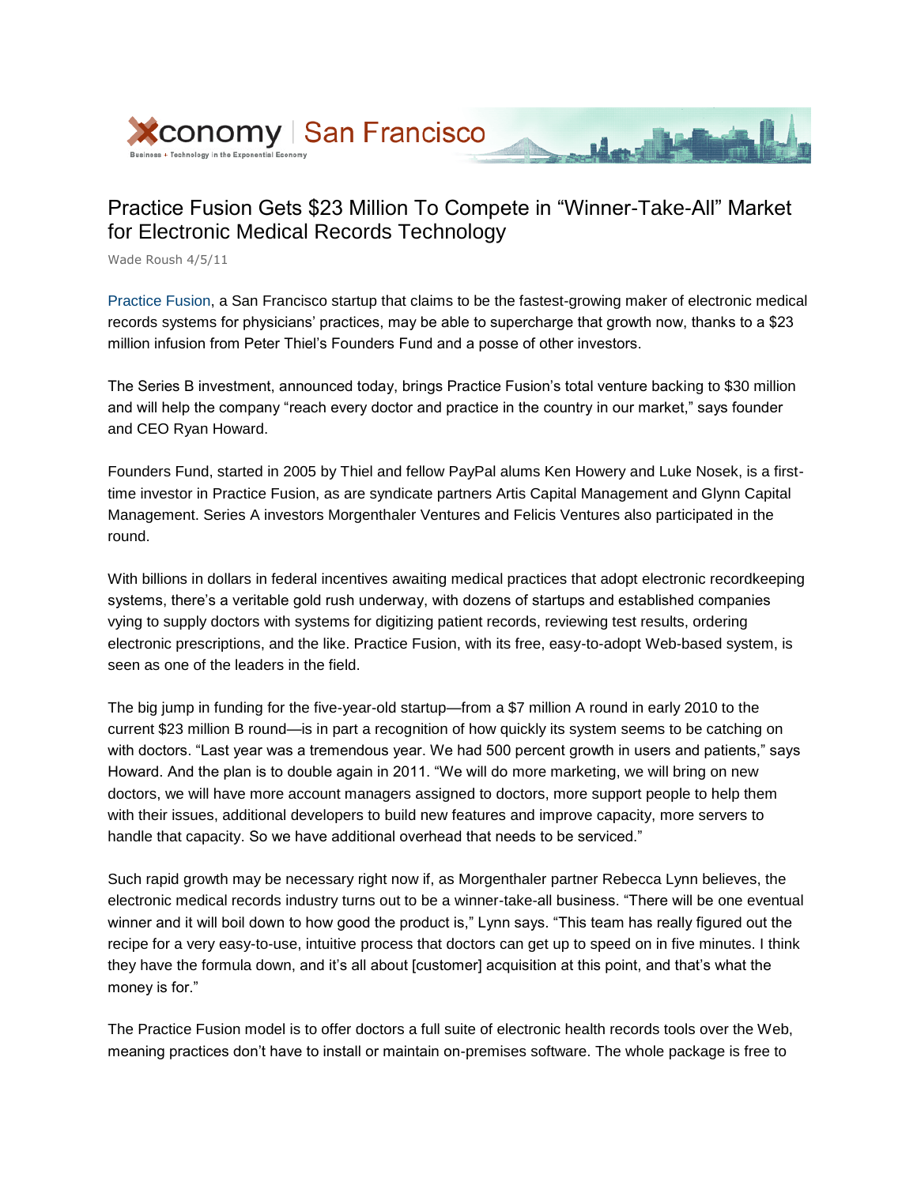# Practice Fusion Gets $23 Million To Compete in "Winner-Take-All" Market for Electronic Medical Records Technology

Wade Roush 4/5/11

Practice Fusion, a San Francisco startup that claims to be the fastest-growing maker of electronic medical records systems for physicians' practices, may be able to supercharge that growth now, thanks to a $23 million infusion from Peter Thiel's Founders Fund and a posse of other investors.

The Series B investment, announced today, brings Practice Fusion's total venture backing to $30 million and will help the company "reach every doctor and practice in the country in our market," says founder and CEO Ryan Howard.

Founders Fund, started in 2005 by Thiel and fellow PayPal alums Ken Howery and Luke Nosek, is a first-time investor in Practice Fusion, as are syndicate partners Artis Capital Management and Glynn Capital Management. Series A investors Morgenthaler Ventures and Felicis Ventures also participated in the round.

With billions in dollars in federal incentives awaiting medical practices that adopt electronic recordkeeping systems, there's a veritable gold rush underway, with dozens of startups and established companies vying to supply doctors with systems for digitizing patient records, reviewing test results, ordering electronic prescriptions, and the like. Practice Fusion, with its free, easy-to-adopt Web-based system, is seen as one of the leaders in the field.

The big jump in funding for the five-year-old startup—from a $7 million A round in early 2010 to the current $23 million B round—is in part a recognition of how quickly its system seems to be catching on with doctors. "Last year was a tremendous year. We had 500 percent growth in users and patients," says Howard. And the plan is to double again in 2011. "We will do more marketing, we will bring on new doctors, we will have more account managers assigned to doctors, more support people to help them with their issues, additional developers to build new features and improve capacity, more servers to handle that capacity. So we have additional overhead that needs to be serviced."

Such rapid growth may be necessary right now if, as Morgenthaler partner Rebecca Lynn believes, the electronic medical records industry turns out to be a winner-take-all business. "There will be one eventual winner and it will boil down to how good the product is," Lynn says. "This team has really figured out the recipe for a very easy-to-use, intuitive process that doctors can get up to speed on in five minutes. I think they have the formula down, and it's all about [customer] acquisition at this point, and that's what the money is for."

The Practice Fusion model is to offer doctors a full suite of electronic health records tools over the Web, meaning practices don't have to install or maintain on-premises software. The whole package is free to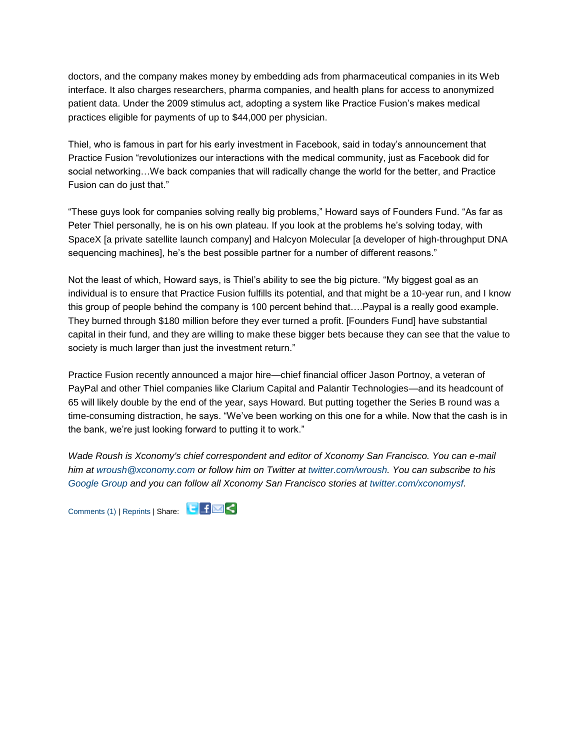doctors, and the company makes money by embedding ads from pharmaceutical companies in its Web interface. It also charges researchers, pharma companies, and health plans for access to anonymized patient data. Under the 2009 stimulus act, adopting a system like Practice Fusion's makes medical practices eligible for payments of up to $44,000 per physician.

Thiel, who is famous in part for his early investment in Facebook, said in today's announcement that Practice Fusion "revolutionizes our interactions with the medical community, just as Facebook did for social networking…We back companies that will radically change the world for the better, and Practice Fusion can do just that."

"These guys look for companies solving really big problems," Howard says of Founders Fund. "As far as Peter Thiel personally, he is on his own plateau. If you look at the problems he's solving today, with SpaceX [a private satellite launch company] and Halcyon Molecular [a developer of high-throughput DNA sequencing machines], he's the best possible partner for a number of different reasons."

Not the least of which, Howard says, is Thiel's ability to see the big picture. "My biggest goal as an individual is to ensure that Practice Fusion fulfills its potential, and that might be a 10-year run, and I know this group of people behind the company is 100 percent behind that….Paypal is a really good example. They burned through $180 million before they ever turned a profit. [Founders Fund] have substantial capital in their fund, and they are willing to make these bigger bets because they can see that the value to society is much larger than just the investment return."

Practice Fusion recently announced a major hire—chief financial officer Jason Portnoy, a veteran of PayPal and other Thiel companies like Clarium Capital and Palantir Technologies—and its headcount of 65 will likely double by the end of the year, says Howard. But putting together the Series B round was a time-consuming distraction, he says. "We've been working on this one for a while. Now that the cash is in the bank, we're just looking forward to putting it to work."

*Wade Roush is Xconomy's chief correspondent and editor of Xconomy San Francisco. You can e-mail him at wroush@xconomy.com or follow him on Twitter at twitter.com/wroush. You can subscribe to his Google Group and you can follow all Xconomy San Francisco stories at twitter.com/xconomysf.*

Comments (1) | Reprints | Share: